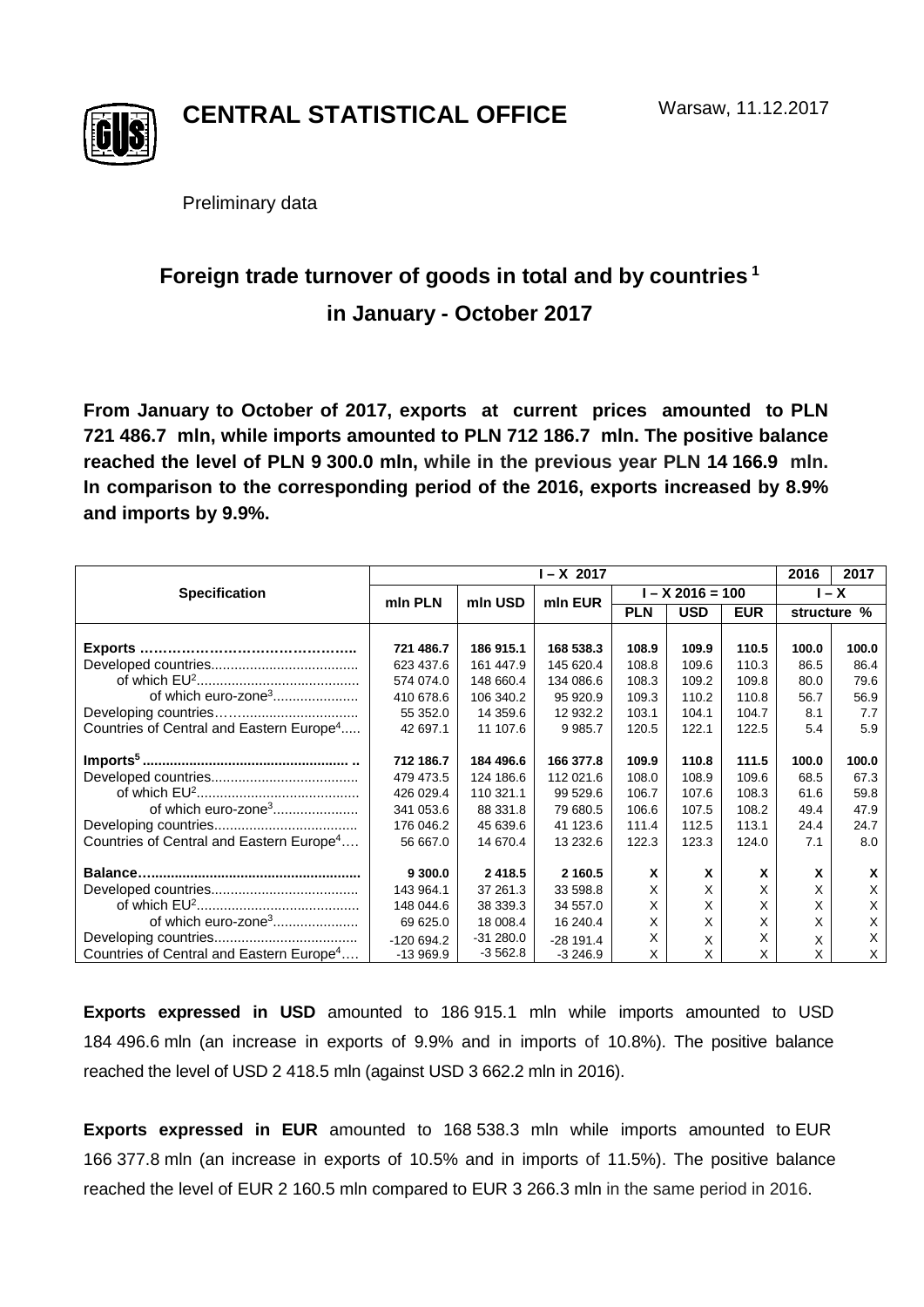**CENTRAL STATISTICAL OFFICE**

Warsaw, 11.12.2017

Preliminary data

# Foreign trade turnover of goods in total and by countries [1] in January - October 2017

**From January to October of 2017, exports at current prices amounted to PLN 721 486.7 mln, while imports amounted to PLN 712 186.7 mln. The positive balance reached the level of PLN 9 300.0 mln, while in the previous year PLN 14 166.9 mln. In comparison to the corresponding period of the 2016, exports increased by 8.9% and imports by 9.9%.**

| Specification | I – X 2017 | | | | | | 2016 | 2017 |
|---|---|---|---|---|---|---|---|---|
| | mln PLN | mln USD | mln EUR | I – X 2016 = 100 | | | I – X | |
| | | | | PLN | USD | EUR | structure % | |
| **Exports** | **721 486.7** | **186 915.1** | **168 538.3** | **108.9** | **109.9** | **110.5** | **100.0** | **100.0** |
| Developed countries | 623 437.6 | 161 447.9 | 145 620.4 | 108.8 | 109.6 | 110.3 | 86.5 | 86.4 |
| of which EU[2] | 574 074.0 | 148 660.4 | 134 086.6 | 108.3 | 109.2 | 109.8 | 80.0 | 79.6 |
| of which euro-zone[3] | 410 678.6 | 106 340.2 | 95 920.9 | 109.3 | 110.2 | 110.8 | 56.7 | 56.9 |
| Developing countries | 55 352.0 | 14 359.6 | 12 932.2 | 103.1 | 104.1 | 104.7 | 8.1 | 7.7 |
| Countries of Central and Eastern Europe[4] | 42 697.1 | 11 107.6 | 9 985.7 | 120.5 | 122.1 | 122.5 | 5.4 | 5.9 |
| **Imports[5]** | **712 186.7** | **184 496.6** | **166 377.8** | **109.9** | **110.8** | **111.5** | **100.0** | **100.0** |
| Developed countries | 479 473.5 | 124 186.6 | 112 021.6 | 108.0 | 108.9 | 109.6 | 68.5 | 67.3 |
| of which EU[2] | 426 029.4 | 110 321.1 | 99 529.6 | 106.7 | 107.6 | 108.3 | 61.6 | 59.8 |
| of which euro-zone[3] | 341 053.6 | 88 331.8 | 79 680.5 | 106.6 | 107.5 | 108.2 | 49.4 | 47.9 |
| Developing countries | 176 046.2 | 45 639.6 | 41 123.6 | 111.4 | 112.5 | 113.1 | 24.4 | 24.7 |
| Countries of Central and Eastern Europe[4] | 56 667.0 | 14 670.4 | 13 232.6 | 122.3 | 123.3 | 124.0 | 7.1 | 8.0 |
| **Balance** | **9 300.0** | **2 418.5** | **2 160.5** | **X** | **X** | **X** | **X** | **X** |
| Developed countries | 143 964.1 | 37 261.3 | 33 598.8 | X | X | X | X | X |
| of which EU[2] | 148 044.6 | 38 339.3 | 34 557.0 | X | X | X | X | X |
| of which euro-zone[3] | 69 625.0 | 18 008.4 | 16 240.4 | X | X | X | X | X |
| Developing countries | -120 694.2 | -31 280.0 | -28 191.4 | X | X | X | X | X |
| Countries of Central and Eastern Europe[4] | -13 969.9 | -3 562.8 | -3 246.9 | X | X | X | X | X |

**Exports expressed in USD** amounted to 186 915.1 mln while imports amounted to USD 184 496.6 mln (an increase in exports of 9.9% and in imports of 10.8%). The positive balance reached the level of USD 2 418.5 mln (against USD 3 662.2 mln in 2016).

**Exports expressed in EUR** amounted to 168 538.3 mln while imports amounted to EUR 166 377.8 mln (an increase in exports of 10.5% and in imports of 11.5%). The positive balance reached the level of EUR 2 160.5 mln compared to EUR 3 266.3 mln in the same period in 2016.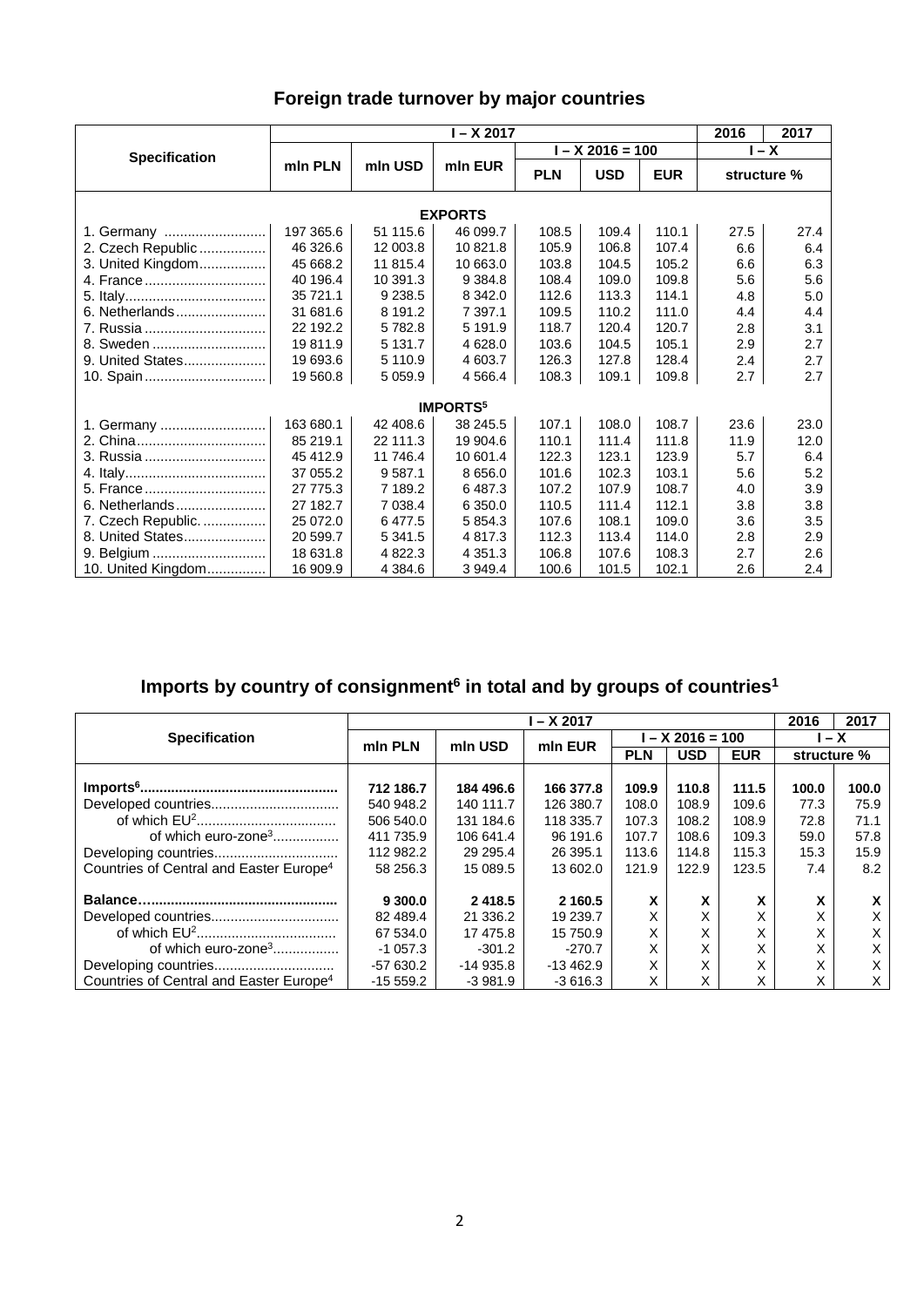## Foreign trade turnover by major countries

| Specification | I – X 2017 | | | | | | 2016 | 2017 |
|---|---|---|---|---|---|---|---|---|
| | mln PLN | mln USD | mln EUR | I – X 2016 = 100 | | | I – X | |
| | | | | PLN | USD | EUR | structure % | |
| **EXPORTS** | | | | | | | | |
| 1. Germany | 197 365.6 | 51 115.6 | 46 099.7 | 108.5 | 109.4 | 110.1 | 27.5 | 27.4 |
| 2. Czech Republic | 46 326.6 | 12 003.8 | 10 821.8 | 105.9 | 106.8 | 107.4 | 6.6 | 6.4 |
| 3. United Kingdom | 45 668.2 | 11 815.4 | 10 663.0 | 103.8 | 104.5 | 105.2 | 6.6 | 6.3 |
| 4. France | 40 196.4 | 10 391.3 | 9 384.8 | 108.4 | 109.0 | 109.8 | 5.6 | 5.6 |
| 5. Italy | 35 721.1 | 9 238.5 | 8 342.0 | 112.6 | 113.3 | 114.1 | 4.8 | 5.0 |
| 6. Netherlands | 31 681.6 | 8 191.2 | 7 397.1 | 109.5 | 110.2 | 111.0 | 4.4 | 4.4 |
| 7. Russia | 22 192.2 | 5 782.8 | 5 191.9 | 118.7 | 120.4 | 120.7 | 2.8 | 3.1 |
| 8. Sweden | 19 811.9 | 5 131.7 | 4 628.0 | 103.6 | 104.5 | 105.1 | 2.9 | 2.7 |
| 9. United States | 19 693.6 | 5 110.9 | 4 603.7 | 126.3 | 127.8 | 128.4 | 2.4 | 2.7 |
| 10. Spain | 19 560.8 | 5 059.9 | 4 566.4 | 108.3 | 109.1 | 109.8 | 2.7 | 2.7 |
| **IMPORTS[5]** | | | | | | | | |
| 1. Germany | 163 680.1 | 42 408.6 | 38 245.5 | 107.1 | 108.0 | 108.7 | 23.6 | 23.0 |
| 2. China | 85 219.1 | 22 111.3 | 19 904.6 | 110.1 | 111.4 | 111.8 | 11.9 | 12.0 |
| 3. Russia | 45 412.9 | 11 746.4 | 10 601.4 | 122.3 | 123.1 | 123.9 | 5.7 | 6.4 |
| 4. Italy | 37 055.2 | 9 587.1 | 8 656.0 | 101.6 | 102.3 | 103.1 | 5.6 | 5.2 |
| 5. France | 27 775.3 | 7 189.2 | 6 487.3 | 107.2 | 107.9 | 108.7 | 4.0 | 3.9 |
| 6. Netherlands | 27 182.7 | 7 038.4 | 6 350.0 | 110.5 | 111.4 | 112.1 | 3.8 | 3.8 |
| 7. Czech Republic. | 25 072.0 | 6 477.5 | 5 854.3 | 107.6 | 108.1 | 109.0 | 3.6 | 3.5 |
| 8. United States | 20 599.7 | 5 341.5 | 4 817.3 | 112.3 | 113.4 | 114.0 | 2.8 | 2.9 |
| 9. Belgium | 18 631.8 | 4 822.3 | 4 351.3 | 106.8 | 107.6 | 108.3 | 2.7 | 2.6 |
| 10. United Kingdom | 16 909.9 | 4 384.6 | 3 949.4 | 100.6 | 101.5 | 102.1 | 2.6 | 2.4 |

## Imports by country of consignment[6] in total and by groups of countries[1]

| Specification | I – X 2017 | | | | | | 2016 | 2017 |
|---|---|---|---|---|---|---|---|---|
| | mln PLN | mln USD | mln EUR | I – X 2016 = 100 | | | I – X | |
| | | | | PLN | USD | EUR | structure % | |
| **Imports[6]** | **712 186.7** | **184 496.6** | **166 377.8** | **109.9** | **110.8** | **111.5** | **100.0** | **100.0** |
| Developed countries | 540 948.2 | 140 111.7 | 126 380.7 | 108.0 | 108.9 | 109.6 | 77.3 | 75.9 |
| of which EU[2] | 506 540.0 | 131 184.6 | 118 335.7 | 107.3 | 108.2 | 108.9 | 72.8 | 71.1 |
| of which euro-zone[3] | 411 735.9 | 106 641.4 | 96 191.6 | 107.7 | 108.6 | 109.3 | 59.0 | 57.8 |
| Developing countries | 112 982.2 | 29 295.4 | 26 395.1 | 113.6 | 114.8 | 115.3 | 15.3 | 15.9 |
| Countries of Central and Easter Europe[4] | 58 256.3 | 15 089.5 | 13 602.0 | 121.9 | 122.9 | 123.5 | 7.4 | 8.2 |
| **Balance** | **9 300.0** | **2 418.5** | **2 160.5** | **X** | **X** | **X** | **X** | **X** |
| Developed countries | 82 489.4 | 21 336.2 | 19 239.7 | X | X | X | X | X |
| of which EU[2] | 67 534.0 | 17 475.8 | 15 750.9 | X | X | X | X | X |
| of which euro-zone[3] | -1 057.3 | -301.2 | -270.7 | X | X | X | X | X |
| Developing countries | -57 630.2 | -14 935.8 | -13 462.9 | X | X | X | X | X |
| Countries of Central and Easter Europe[4] | -15 559.2 | -3 981.9 | -3 616.3 | X | X | X | X | X |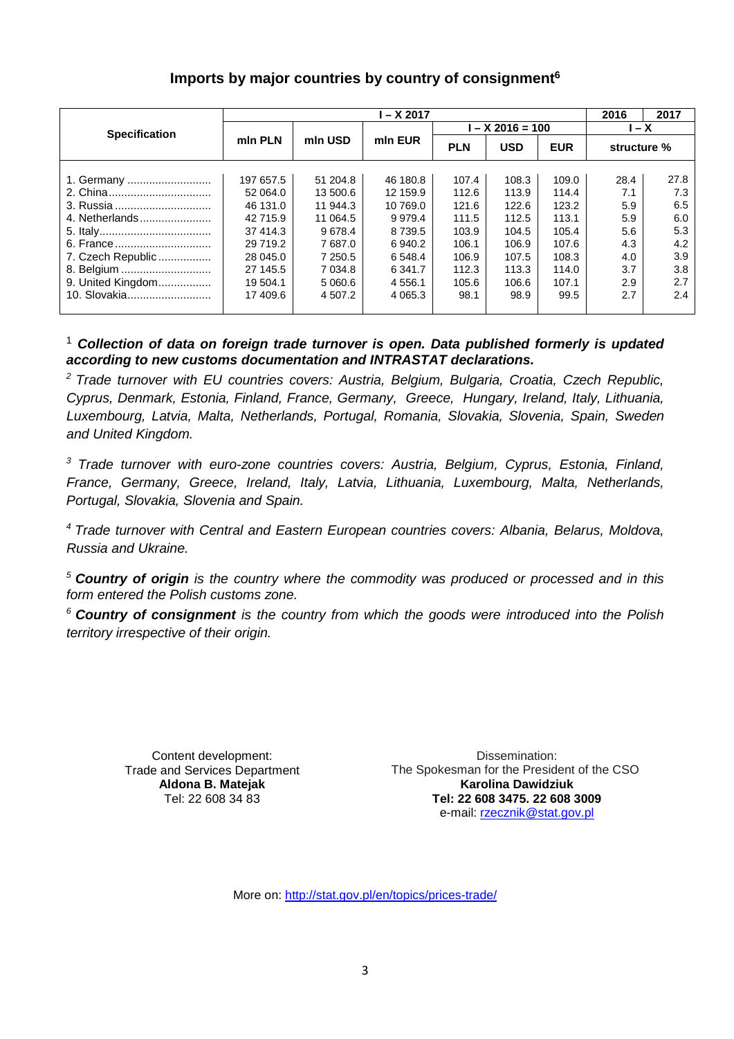## Imports by major countries by country of consignment[6]

| Specification | I – X 2017 | | | | | | 2016 | 2017 |
|---|---|---|---|---|---|---|---|---|
| | | | | I – X 2016 = 100 | | | I – X | |
| | mln PLN | mln USD | mln EUR | PLN | USD | EUR | structure % | |
| 1. Germany | 197 657.5 | 51 204.8 | 46 180.8 | 107.4 | 108.3 | 109.0 | 28.4 | 27.8 |
| 2. China | 52 064.0 | 13 500.6 | 12 159.9 | 112.6 | 113.9 | 114.4 | 7.1 | 7.3 |
| 3. Russia | 46 131.0 | 11 944.3 | 10 769.0 | 121.6 | 122.6 | 123.2 | 5.9 | 6.5 |
| 4. Netherlands | 42 715.9 | 11 064.5 | 9 979.4 | 111.5 | 112.5 | 113.1 | 5.9 | 6.0 |
| 5. Italy | 37 414.3 | 9 678.4 | 8 739.5 | 103.9 | 104.5 | 105.4 | 5.6 | 5.3 |
| 6. France | 29 719.2 | 7 687.0 | 6 940.2 | 106.1 | 106.9 | 107.6 | 4.3 | 4.2 |
| 7. Czech Republic | 28 045.0 | 7 250.5 | 6 548.4 | 106.9 | 107.5 | 108.3 | 4.0 | 3.9 |
| 8. Belgium | 27 145.5 | 7 034.8 | 6 341.7 | 112.3 | 113.3 | 114.0 | 3.7 | 3.8 |
| 9. United Kingdom | 19 504.1 | 5 060.6 | 4 556.1 | 105.6 | 106.6 | 107.1 | 2.9 | 2.7 |
| 10. Slovakia | 17 409.6 | 4 507.2 | 4 065.3 | 98.1 | 98.9 | 99.5 | 2.7 | 2.4 |

[1] ***Collection of data on foreign trade turnover is open. Data published formerly is updated according to new customs documentation and INTRASTAT declarations.***

[2] *Trade turnover with EU countries covers: Austria, Belgium, Bulgaria, Croatia, Czech Republic, Cyprus, Denmark, Estonia, Finland, France, Germany, Greece, Hungary, Ireland, Italy, Lithuania, Luxembourg, Latvia, Malta, Netherlands, Portugal, Romania, Slovakia, Slovenia, Spain, Sweden and United Kingdom.*

[3] *Trade turnover with euro-zone countries covers: Austria, Belgium, Cyprus, Estonia, Finland, France, Germany, Greece, Ireland, Italy, Latvia, Lithuania, Luxembourg, Malta, Netherlands, Portugal, Slovakia, Slovenia and Spain.*

[4] *Trade turnover with Central and Eastern European countries covers: Albania, Belarus, Moldova, Russia and Ukraine.*

[5] ***Country of origin*** *is the country where the commodity was produced or processed and in this form entered the Polish customs zone.*

[6] ***Country of consignment*** *is the country from which the goods were introduced into the Polish territory irrespective of their origin.*

Content development:
Trade and Services Department
**Aldona B. Matejak**
Tel: 22 608 34 83

Dissemination:
The Spokesman for the President of the CSO
**Karolina Dawidziuk**
**Tel: 22 608 3475. 22 608 3009**
e-mail: rzecznik@stat.gov.pl

More on: http://stat.gov.pl/en/topics/prices-trade/